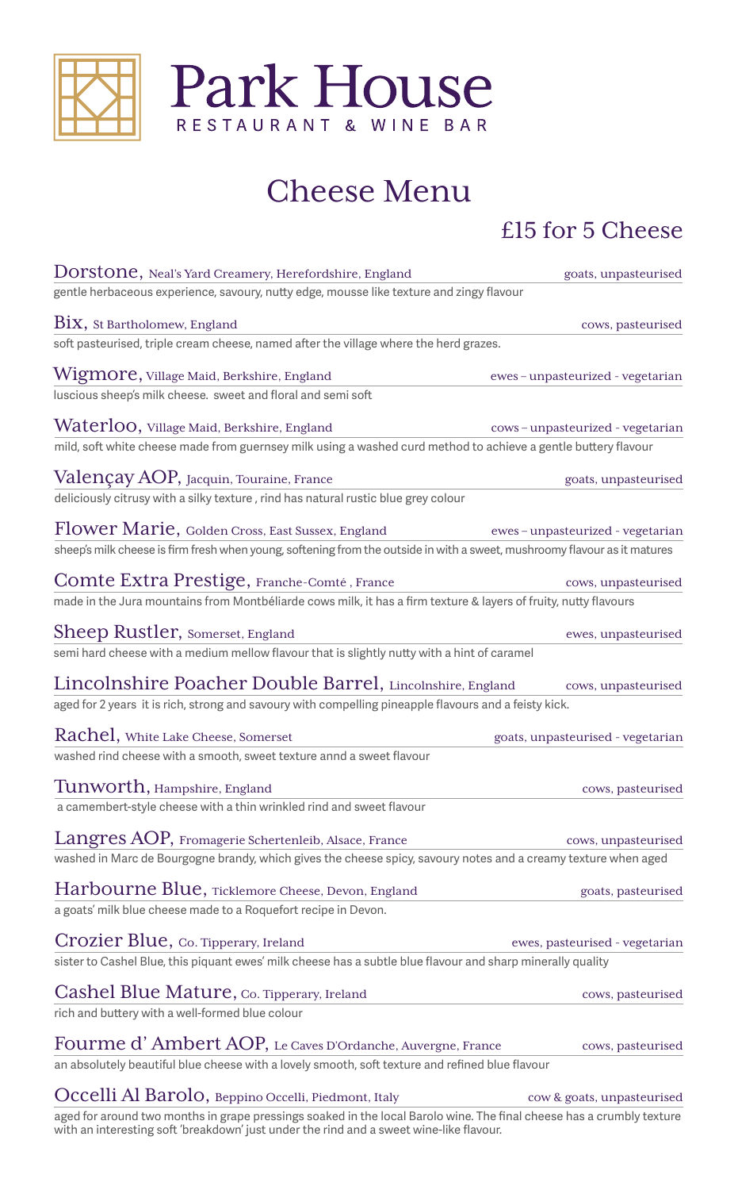# Park House

RESTAURANT & WINE BAR

## Cheese Menu

### £15 for 5 Cheese

**Dorstone**, Neal's Yard Creamery, Herefordshire, England — goats, unpasteurised
gentle herbaceous experience, savoury, nutty edge, mousse like texture and zingy flavour

**Bix**, St Bartholomew, England — cows, pasteurised
soft pasteurised, triple cream cheese, named after the village where the herd grazes.

**Wigmore**, Village Maid, Berkshire, England — ewes – unpasteurized - vegetarian
luscious sheep's milk cheese. sweet and floral and semi soft

**Waterloo**, Village Maid, Berkshire, England — cows – unpasteurized - vegetarian
mild, soft white cheese made from guernsey milk using a washed curd method to achieve a gentle buttery flavour

**Valençay AOP**, Jacquin, Touraine, France — goats, unpasteurised
deliciously citrusy with a silky texture , rind has natural rustic blue grey colour

**Flower Marie**, Golden Cross, East Sussex, England — ewes – unpasteurized - vegetarian
sheep's milk cheese is firm fresh when young, softening from the outside in with a sweet, mushroomy flavour as it matures

**Comte Extra Prestige**, Franche-Comté , France — cows, unpasteurised
made in the Jura mountains from Montbéliarde cows milk, it has a firm texture & layers of fruity, nutty flavours

**Sheep Rustler**, Somerset, England — ewes, unpasteurised
semi hard cheese with a medium mellow flavour that is slightly nutty with a hint of caramel

**Lincolnshire Poacher Double Barrel**, Lincolnshire, England — cows, unpasteurised
aged for 2 years it is rich, strong and savoury with compelling pineapple flavours and a feisty kick.

**Rachel**, White Lake Cheese, Somerset — goats, unpasteurised - vegetarian
washed rind cheese with a smooth, sweet texture annd a sweet flavour

**Tunworth**, Hampshire, England — cows, pasteurised
a camembert-style cheese with a thin wrinkled rind and sweet flavour

**Langres AOP**, Fromagerie Schertenleib, Alsace, France — cows, unpasteurised
washed in Marc de Bourgogne brandy, which gives the cheese spicy, savoury notes and a creamy texture when aged

**Harbourne Blue**, Ticklemore Cheese, Devon, England — goats, pasteurised
a goats' milk blue cheese made to a Roquefort recipe in Devon.

**Crozier Blue**, Co. Tipperary, Ireland — ewes, pasteurised - vegetarian
sister to Cashel Blue, this piquant ewes' milk cheese has a subtle blue flavour and sharp minerally quality

**Cashel Blue Mature**, Co. Tipperary, Ireland — cows, pasteurised
rich and buttery with a well-formed blue colour

**Fourme d' Ambert AOP**, Le Caves D'Ordanche, Auvergne, France — cows, pasteurised
an absolutely beautiful blue cheese with a lovely smooth, soft texture and refined blue flavour

**Occelli Al Barolo**, Beppino Occelli, Piedmont, Italy — cow & goats, unpasteurised
aged for around two months in grape pressings soaked in the local Barolo wine. The final cheese has a crumbly texture with an interesting soft 'breakdown' just under the rind and a sweet wine-like flavour.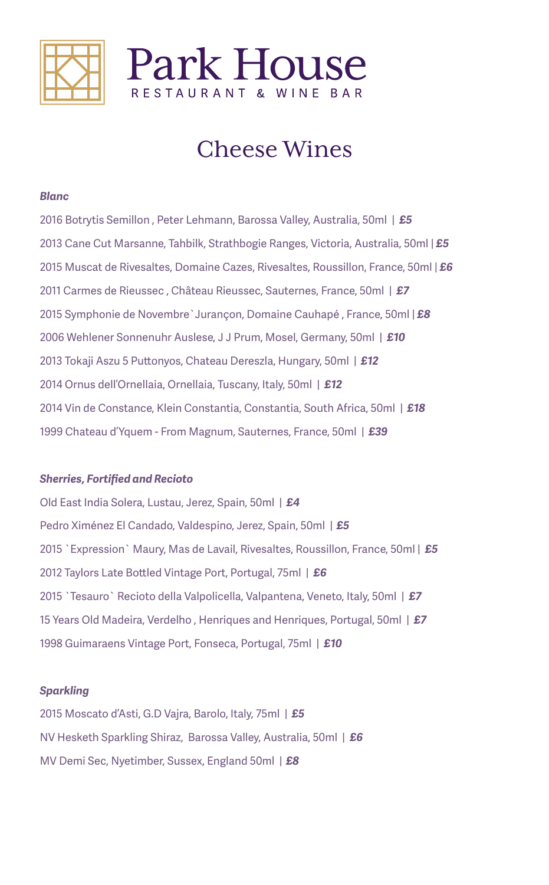# Park House

RESTAURANT & WINE BAR

## Cheese Wines

### *Blanc*

2016 Botrytis Semillon , Peter Lehmann, Barossa Valley, Australia, 50ml | ***£5***

2013 Cane Cut Marsanne, Tahbilk, Strathbogie Ranges, Victoria, Australia, 50ml | ***£5***

2015 Muscat de Rivesaltes, Domaine Cazes, Rivesaltes, Roussillon, France, 50ml | ***£6***

2011 Carmes de Rieussec , Château Rieussec, Sauternes, France, 50ml | ***£7***

2015 Symphonie de Novembre` Jurançon, Domaine Cauhapé , France, 50ml | ***£8***

2006 Wehlener Sonnenuhr Auslese, J J Prum, Mosel, Germany, 50ml | ***£10***

2013 Tokaji Aszu 5 Puttonyos, Chateau Dereszla, Hungary, 50ml | ***£12***

2014 Ornus dell'Ornellaia, Ornellaia, Tuscany, Italy, 50ml | ***£12***

2014 Vin de Constance, Klein Constantia, Constantia, South Africa, 50ml | ***£18***

1999 Chateau d'Yquem - From Magnum, Sauternes, France, 50ml | ***£39***

### *Sherries, Fortified and Recioto*

Old East India Solera, Lustau, Jerez, Spain, 50ml | ***£4***

Pedro Ximénez El Candado, Valdespino, Jerez, Spain, 50ml | ***£5***

2015 `Expression` Maury, Mas de Lavail, Rivesaltes, Roussillon, France, 50ml | ***£5***

2012 Taylors Late Bottled Vintage Port, Portugal, 75ml | ***£6***

2015 `Tesauro` Recioto della Valpolicella, Valpantena, Veneto, Italy, 50ml | ***£7***

15 Years Old Madeira, Verdelho , Henriques and Henriques, Portugal, 50ml | ***£7***

1998 Guimaraens Vintage Port, Fonseca, Portugal, 75ml | ***£10***

### *Sparkling*

2015 Moscato d'Asti, G.D Vajra, Barolo, Italy, 75ml | ***£5***

NV Hesketh Sparkling Shiraz, Barossa Valley, Australia, 50ml | ***£6***

MV Demi Sec, Nyetimber, Sussex, England 50ml | ***£8***